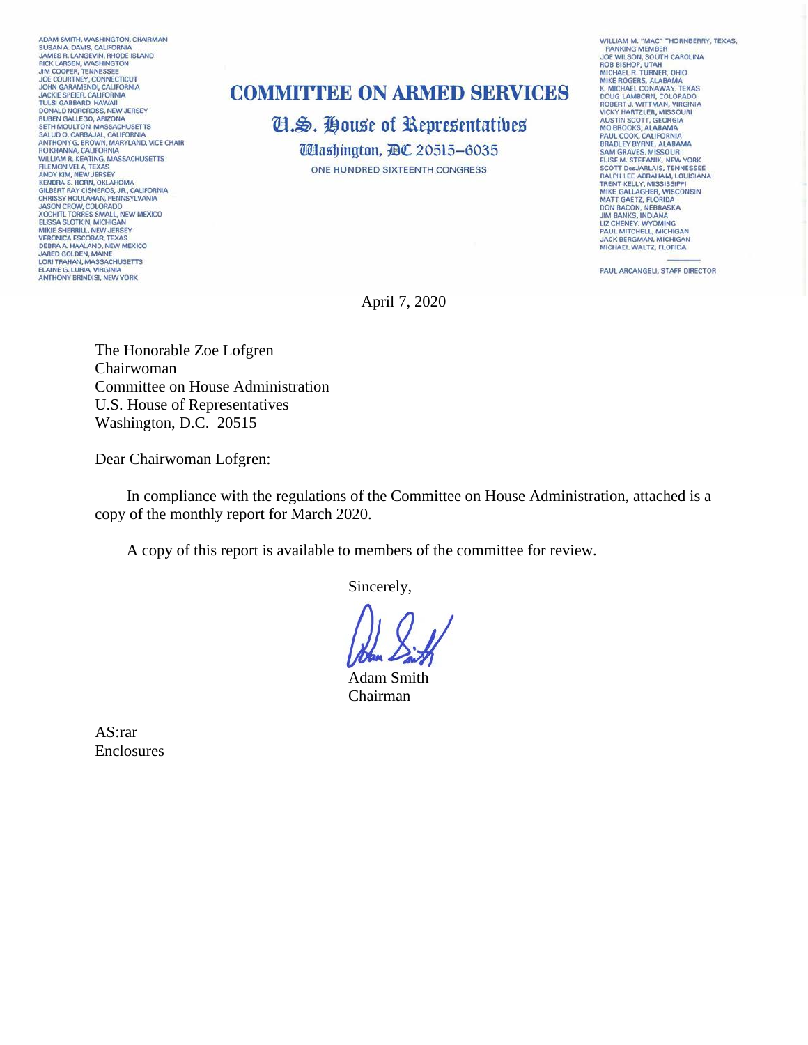ADAM SMITH, WASHINGTON, CHAIRMAN
SUSAN A. DAVIS, CALIFORNIA
JAMES R. LANGEVIN, RHODE ISLAND
RICK LARSEN, WASHINGTON
JIM COOPER, TENNESSEE
JOE COURTNEY, CONNECTICUT
JOHN GARAMENDI, CALIFORNIA
JACKIE SPEIER, CALIFORNIA
TULSI GABBARD, HAWAII
DONALD NORCROSS, NEW JERSEY
RUBEN GALLEGO, ARIZONA
SETH MOULTON, MASSACHUSETTS
SALUD O. CARBAJAL, CALIFORNIA
ANTHONY G. BROWN, MARYLAND, VICE CHAIR
RO KHANNA, CALIFORNIA
WILLIAM R. KEATING, MASSACHUSETTS
FILEMON VELA, TEXAS
ANDY KIM, NEW JERSEY
KENDRA S. HORN, OKLAHOMA
GILBERT RAY CISNEROS, JR., CALIFORNIA
CHRISSY HOULAHAN, PENNSYLVANIA
JASON CROW, COLORADO
XOCHITL TORRES SMALL, NEW MEXICO
ELISSA SLOTKIN, MICHIGAN
MIKIE SHERRILL, NEW JERSEY
VERONICA ESCOBAR, TEXAS
DEBRA A. HAALAND, NEW MEXICO
JARED GOLDEN, MAINE
LORI TRAHAN, MASSACHUSETTS
ELAINE G. LURIA, VIRGINIA
ANTHONY BRINDISI, NEW YORK

# COMMITTEE ON ARMED SERVICES

## U.S. House of Representatives

Washington, DC 20515–6035

ONE HUNDRED SIXTEENTH CONGRESS

WILLIAM M. "MAC" THORNBERRY, TEXAS, RANKING MEMBER
JOE WILSON, SOUTH CAROLINA
ROB BISHOP, UTAH
MICHAEL R. TURNER, OHIO
MIKE ROGERS, ALABAMA
K. MICHAEL CONAWAY, TEXAS
DOUG LAMBORN, COLORADO
ROBERT J. WITTMAN, VIRGINIA
VICKY HARTZLER, MISSOURI
AUSTIN SCOTT, GEORGIA
MO BROOKS, ALABAMA
PAUL COOK, CALIFORNIA
BRADLEY BYRNE, ALABAMA
SAM GRAVES, MISSOURI
ELISE M. STEFANIK, NEW YORK
SCOTT DesJARLAIS, TENNESSEE
RALPH LEE ABRAHAM, LOUISIANA
TRENT KELLY, MISSISSIPPI
MIKE GALLAGHER, WISCONSIN
MATT GAETZ, FLORIDA
DON BACON, NEBRASKA
JIM BANKS, INDIANA
LIZ CHENEY, WYOMING
PAUL MITCHELL, MICHIGAN
JACK BERGMAN, MICHIGAN
MICHAEL WALTZ, FLORIDA

PAUL ARCANGELI, STAFF DIRECTOR

April 7, 2020

The Honorable Zoe Lofgren
Chairwoman
Committee on House Administration
U.S. House of Representatives
Washington, D.C. 20515

Dear Chairwoman Lofgren:

In compliance with the regulations of the Committee on House Administration, attached is a copy of the monthly report for March 2020.

A copy of this report is available to members of the committee for review.

Sincerely,

Adam Smith
Chairman

AS:rar
Enclosures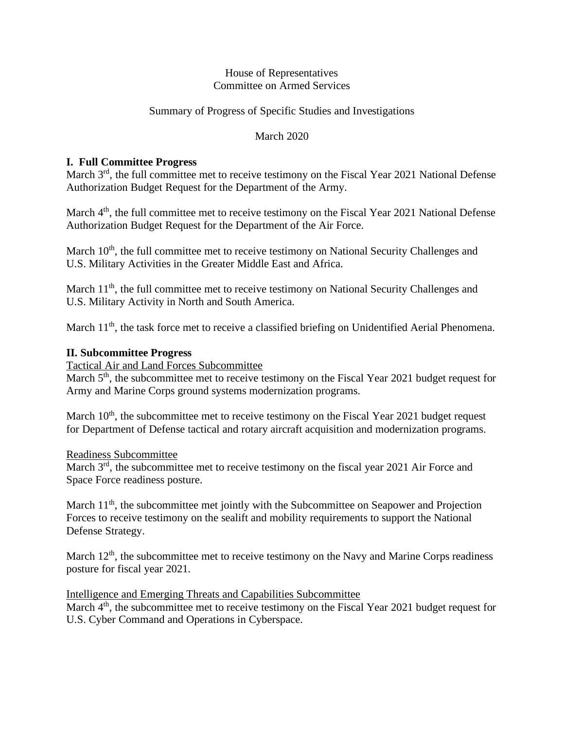House of Representatives
Committee on Armed Services

Summary of Progress of Specific Studies and Investigations

March 2020

## I. Full Committee Progress

March 3rd, the full committee met to receive testimony on the Fiscal Year 2021 National Defense Authorization Budget Request for the Department of the Army.

March 4th, the full committee met to receive testimony on the Fiscal Year 2021 National Defense Authorization Budget Request for the Department of the Air Force.

March 10th, the full committee met to receive testimony on National Security Challenges and U.S. Military Activities in the Greater Middle East and Africa.

March 11th, the full committee met to receive testimony on National Security Challenges and U.S. Military Activity in North and South America.

March 11th, the task force met to receive a classified briefing on Unidentified Aerial Phenomena.

## II. Subcommittee Progress

<u>Tactical Air and Land Forces Subcommittee</u>

March 5th, the subcommittee met to receive testimony on the Fiscal Year 2021 budget request for Army and Marine Corps ground systems modernization programs.

March 10th, the subcommittee met to receive testimony on the Fiscal Year 2021 budget request for Department of Defense tactical and rotary aircraft acquisition and modernization programs.

<u>Readiness Subcommittee</u>

March 3rd, the subcommittee met to receive testimony on the fiscal year 2021 Air Force and Space Force readiness posture.

March 11th, the subcommittee met jointly with the Subcommittee on Seapower and Projection Forces to receive testimony on the sealift and mobility requirements to support the National Defense Strategy.

March 12th, the subcommittee met to receive testimony on the Navy and Marine Corps readiness posture for fiscal year 2021.

<u>Intelligence and Emerging Threats and Capabilities Subcommittee</u>

March 4th, the subcommittee met to receive testimony on the Fiscal Year 2021 budget request for U.S. Cyber Command and Operations in Cyberspace.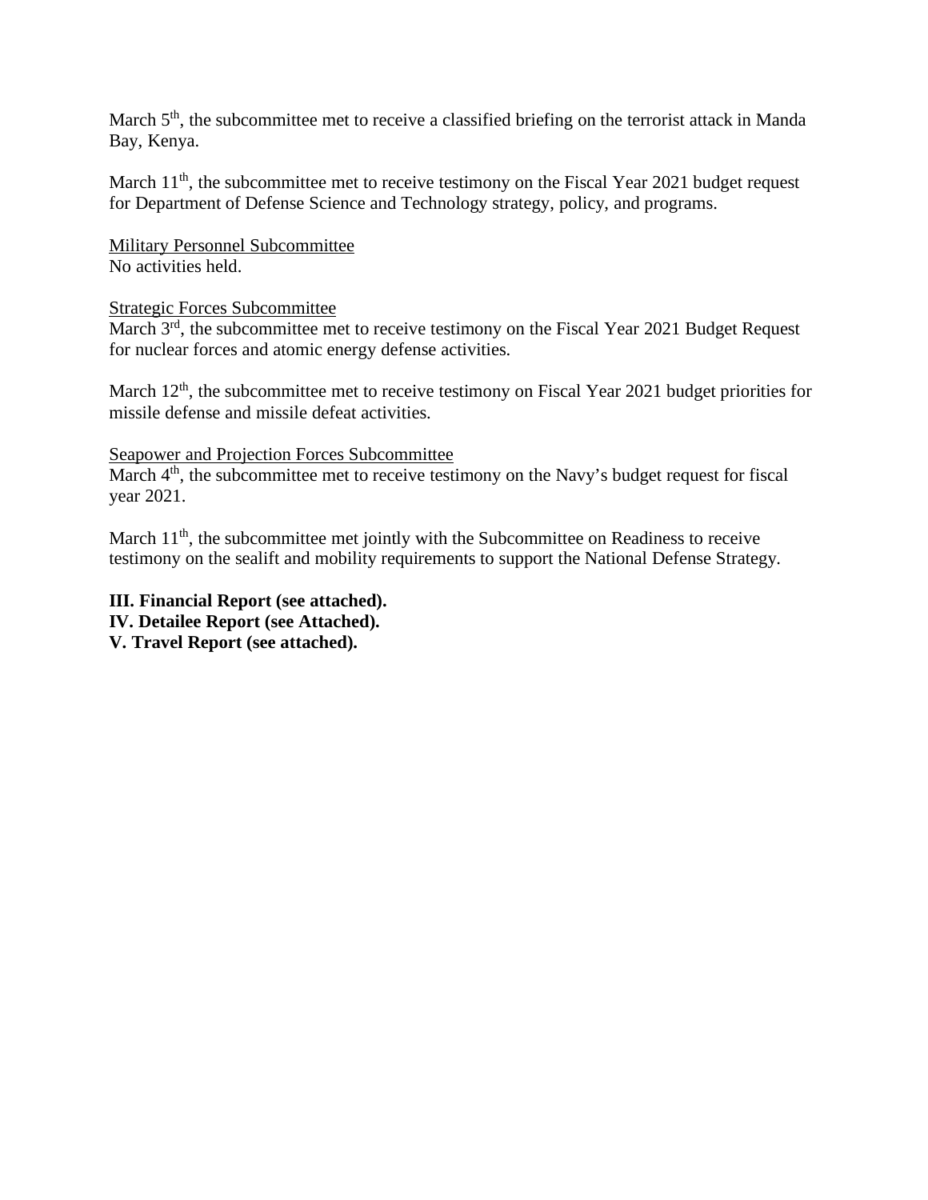March 5th, the subcommittee met to receive a classified briefing on the terrorist attack in Manda Bay, Kenya.

March 11th, the subcommittee met to receive testimony on the Fiscal Year 2021 budget request for Department of Defense Science and Technology strategy, policy, and programs.

<u>Military Personnel Subcommittee</u>
No activities held.

<u>Strategic Forces Subcommittee</u>
March 3rd, the subcommittee met to receive testimony on the Fiscal Year 2021 Budget Request for nuclear forces and atomic energy defense activities.

March 12th, the subcommittee met to receive testimony on Fiscal Year 2021 budget priorities for missile defense and missile defeat activities.

<u>Seapower and Projection Forces Subcommittee</u>
March 4th, the subcommittee met to receive testimony on the Navy's budget request for fiscal year 2021.

March 11th, the subcommittee met jointly with the Subcommittee on Readiness to receive testimony on the sealift and mobility requirements to support the National Defense Strategy.

**III. Financial Report (see attached).**
**IV. Detailee Report (see Attached).**
**V. Travel Report (see attached).**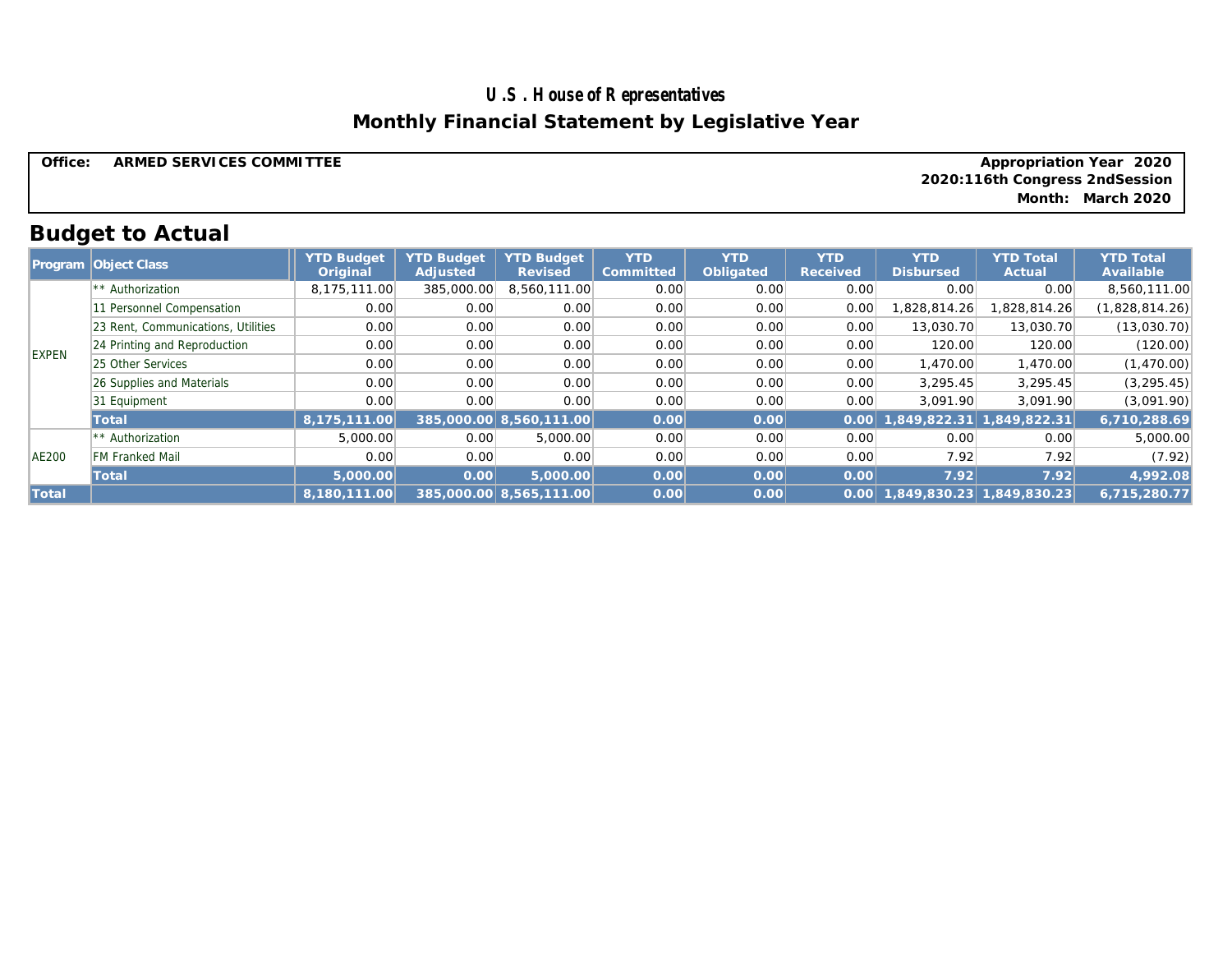# U.S. House of Representatives

## Monthly Financial Statement by Legislative Year

**Office: ARMED SERVICES COMMITTEE**

**Appropriation Year 2020**
**2020:116th Congress 2ndSession**
**Month: March 2020**

## Budget to Actual

| Program | Object Class | YTD Budget Original | YTD Budget Adjusted | YTD Budget Revised | YTD Committed | YTD Obligated | YTD Received | YTD Disbursed | YTD Total Actual | YTD Total Available |
|---|---|---|---|---|---|---|---|---|---|---|
| EXPEN | ** Authorization | 8,175,111.00 | 385,000.00 | 8,560,111.00 | 0.00 | 0.00 | 0.00 | 0.00 | 0.00 | 8,560,111.00 |
| | 11 Personnel Compensation | 0.00 | 0.00 | 0.00 | 0.00 | 0.00 | 0.00 | 1,828,814.26 | 1,828,814.26 | (1,828,814.26) |
| | 23 Rent, Communications, Utilities | 0.00 | 0.00 | 0.00 | 0.00 | 0.00 | 0.00 | 13,030.70 | 13,030.70 | (13,030.70) |
| | 24 Printing and Reproduction | 0.00 | 0.00 | 0.00 | 0.00 | 0.00 | 0.00 | 120.00 | 120.00 | (120.00) |
| | 25 Other Services | 0.00 | 0.00 | 0.00 | 0.00 | 0.00 | 0.00 | 1,470.00 | 1,470.00 | (1,470.00) |
| | 26 Supplies and Materials | 0.00 | 0.00 | 0.00 | 0.00 | 0.00 | 0.00 | 3,295.45 | 3,295.45 | (3,295.45) |
| | 31 Equipment | 0.00 | 0.00 | 0.00 | 0.00 | 0.00 | 0.00 | 3,091.90 | 3,091.90 | (3,091.90) |
| | **Total** | **8,175,111.00** | **385,000.00** | **8,560,111.00** | **0.00** | **0.00** | **0.00** | **1,849,822.31** | **1,849,822.31** | **6,710,288.69** |
| AE200 | ** Authorization | 5,000.00 | 0.00 | 5,000.00 | 0.00 | 0.00 | 0.00 | 0.00 | 0.00 | 5,000.00 |
| | FM Franked Mail | 0.00 | 0.00 | 0.00 | 0.00 | 0.00 | 0.00 | 7.92 | 7.92 | (7.92) |
| | **Total** | **5,000.00** | **0.00** | **5,000.00** | **0.00** | **0.00** | **0.00** | **7.92** | **7.92** | **4,992.08** |
| **Total** | | **8,180,111.00** | **385,000.00** | **8,565,111.00** | **0.00** | **0.00** | **0.00** | **1,849,830.23** | **1,849,830.23** | **6,715,280.77** |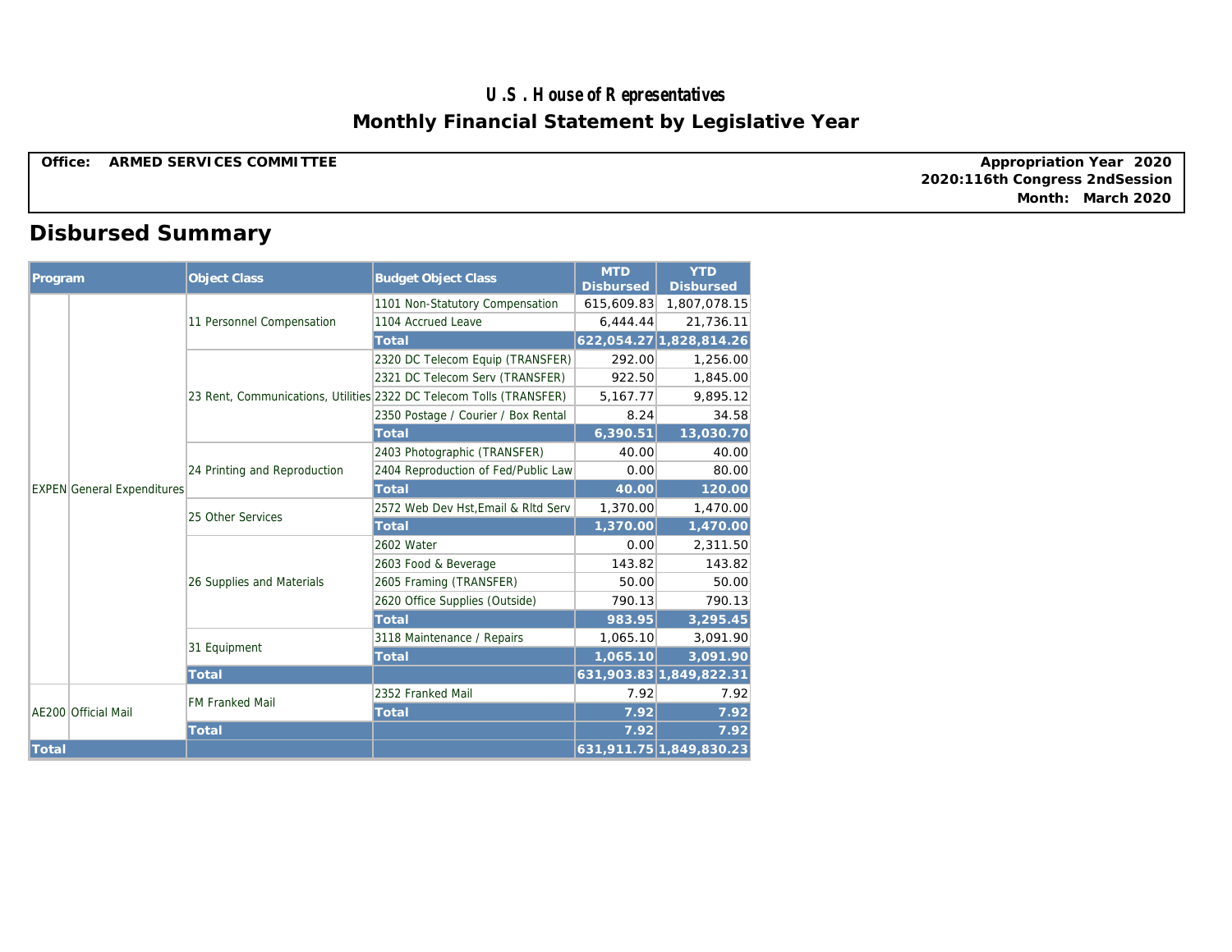# U.S. House of Representatives

## Monthly Financial Statement by Legislative Year

**Office: ARMED SERVICES COMMITTEE**

**Appropriation Year 2020**
**2020:116th Congress 2ndSession**
**Month: March 2020**

## Disbursed Summary

| Program | | Object Class | Budget Object Class | MTD Disbursed | YTD Disbursed |
|---|---|---|---|---|---|
| EXPEN | General Expenditures | 11 Personnel Compensation | 1101 Non-Statutory Compensation | 615,609.83 | 1,807,078.15 |
| | | | 1104 Accrued Leave | 6,444.44 | 21,736.11 |
| | | | **Total** | **622,054.27** | **1,828,814.26** |
| | | 23 Rent, Communications, Utilities | 2320 DC Telecom Equip (TRANSFER) | 292.00 | 1,256.00 |
| | | | 2321 DC Telecom Serv (TRANSFER) | 922.50 | 1,845.00 |
| | | | 2322 DC Telecom Tolls (TRANSFER) | 5,167.77 | 9,895.12 |
| | | | 2350 Postage / Courier / Box Rental | 8.24 | 34.58 |
| | | | **Total** | **6,390.51** | **13,030.70** |
| | | 24 Printing and Reproduction | 2403 Photographic (TRANSFER) | 40.00 | 40.00 |
| | | | 2404 Reproduction of Fed/Public Law | 0.00 | 80.00 |
| | | | **Total** | **40.00** | **120.00** |
| | | 25 Other Services | 2572 Web Dev Hst,Email & Rltd Serv | 1,370.00 | 1,470.00 |
| | | | **Total** | **1,370.00** | **1,470.00** |
| | | 26 Supplies and Materials | 2602 Water | 0.00 | 2,311.50 |
| | | | 2603 Food & Beverage | 143.82 | 143.82 |
| | | | 2605 Framing (TRANSFER) | 50.00 | 50.00 |
| | | | 2620 Office Supplies (Outside) | 790.13 | 790.13 |
| | | | **Total** | **983.95** | **3,295.45** |
| | | 31 Equipment | 3118 Maintenance / Repairs | 1,065.10 | 3,091.90 |
| | | | **Total** | **1,065.10** | **3,091.90** |
| | | **Total** | | **631,903.83** | **1,849,822.31** |
| AE200 | Official Mail | FM Franked Mail | 2352 Franked Mail | 7.92 | 7.92 |
| | | | **Total** | **7.92** | **7.92** |
| | | **Total** | | **7.92** | **7.92** |
| **Total** | | | | **631,911.75** | **1,849,830.23** |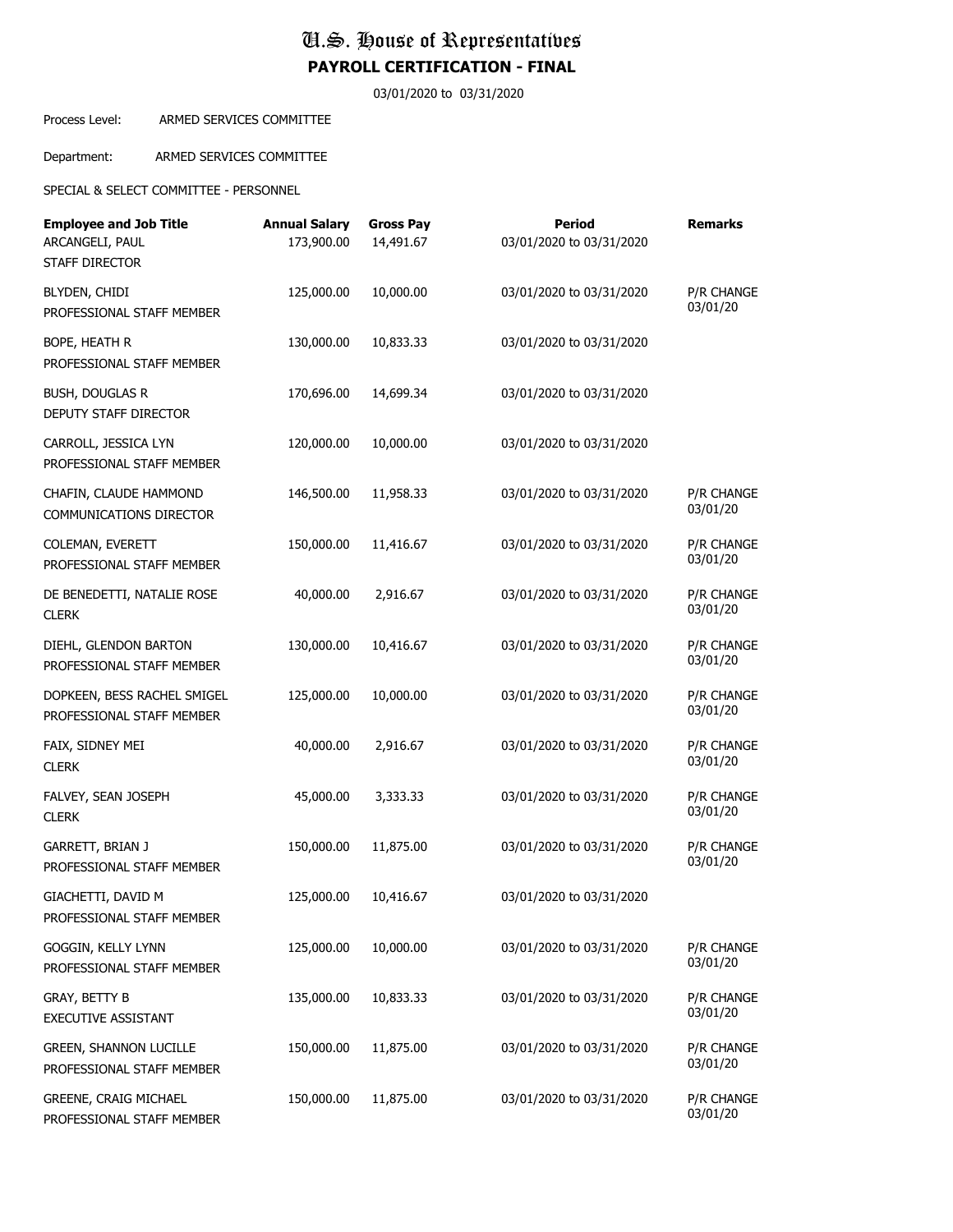# U.S. House of Representatives

## PAYROLL CERTIFICATION - FINAL

03/01/2020 to 03/31/2020

Process Level: ARMED SERVICES COMMITTEE

Department: ARMED SERVICES COMMITTEE

SPECIAL & SELECT COMMITTEE - PERSONNEL

| Employee and Job Title | Annual Salary | Gross Pay | Period | Remarks |
|---|---|---|---|---|
| ARCANGELI, PAUL<br>STAFF DIRECTOR | 173,900.00 | 14,491.67 | 03/01/2020 to 03/31/2020 | |
| BLYDEN, CHIDI<br>PROFESSIONAL STAFF MEMBER | 125,000.00 | 10,000.00 | 03/01/2020 to 03/31/2020 | P/R CHANGE 03/01/20 |
| BOPE, HEATH R<br>PROFESSIONAL STAFF MEMBER | 130,000.00 | 10,833.33 | 03/01/2020 to 03/31/2020 | |
| BUSH, DOUGLAS R<br>DEPUTY STAFF DIRECTOR | 170,696.00 | 14,699.34 | 03/01/2020 to 03/31/2020 | |
| CARROLL, JESSICA LYN<br>PROFESSIONAL STAFF MEMBER | 120,000.00 | 10,000.00 | 03/01/2020 to 03/31/2020 | |
| CHAFIN, CLAUDE HAMMOND<br>COMMUNICATIONS DIRECTOR | 146,500.00 | 11,958.33 | 03/01/2020 to 03/31/2020 | P/R CHANGE 03/01/20 |
| COLEMAN, EVERETT<br>PROFESSIONAL STAFF MEMBER | 150,000.00 | 11,416.67 | 03/01/2020 to 03/31/2020 | P/R CHANGE 03/01/20 |
| DE BENEDETTI, NATALIE ROSE<br>CLERK | 40,000.00 | 2,916.67 | 03/01/2020 to 03/31/2020 | P/R CHANGE 03/01/20 |
| DIEHL, GLENDON BARTON<br>PROFESSIONAL STAFF MEMBER | 130,000.00 | 10,416.67 | 03/01/2020 to 03/31/2020 | P/R CHANGE 03/01/20 |
| DOPKEEN, BESS RACHEL SMIGEL<br>PROFESSIONAL STAFF MEMBER | 125,000.00 | 10,000.00 | 03/01/2020 to 03/31/2020 | P/R CHANGE 03/01/20 |
| FAIX, SIDNEY MEI<br>CLERK | 40,000.00 | 2,916.67 | 03/01/2020 to 03/31/2020 | P/R CHANGE 03/01/20 |
| FALVEY, SEAN JOSEPH<br>CLERK | 45,000.00 | 3,333.33 | 03/01/2020 to 03/31/2020 | P/R CHANGE 03/01/20 |
| GARRETT, BRIAN J<br>PROFESSIONAL STAFF MEMBER | 150,000.00 | 11,875.00 | 03/01/2020 to 03/31/2020 | P/R CHANGE 03/01/20 |
| GIACHETTI, DAVID M<br>PROFESSIONAL STAFF MEMBER | 125,000.00 | 10,416.67 | 03/01/2020 to 03/31/2020 | |
| GOGGIN, KELLY LYNN<br>PROFESSIONAL STAFF MEMBER | 125,000.00 | 10,000.00 | 03/01/2020 to 03/31/2020 | P/R CHANGE 03/01/20 |
| GRAY, BETTY B<br>EXECUTIVE ASSISTANT | 135,000.00 | 10,833.33 | 03/01/2020 to 03/31/2020 | P/R CHANGE 03/01/20 |
| GREEN, SHANNON LUCILLE<br>PROFESSIONAL STAFF MEMBER | 150,000.00 | 11,875.00 | 03/01/2020 to 03/31/2020 | P/R CHANGE 03/01/20 |
| GREENE, CRAIG MICHAEL<br>PROFESSIONAL STAFF MEMBER | 150,000.00 | 11,875.00 | 03/01/2020 to 03/31/2020 | P/R CHANGE 03/01/20 |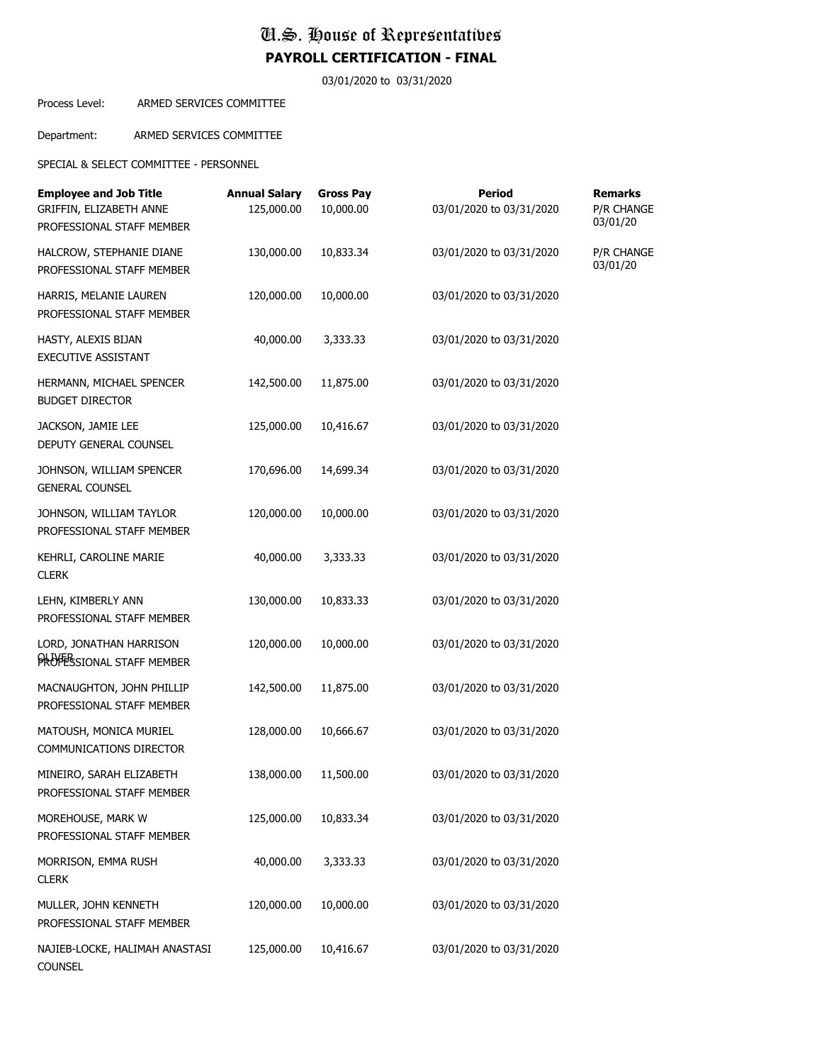# U.S. House of Representatives

## PAYROLL CERTIFICATION - FINAL

03/01/2020 to 03/31/2020

Process Level: ARMED SERVICES COMMITTEE

Department: ARMED SERVICES COMMITTEE

SPECIAL & SELECT COMMITTEE - PERSONNEL

| Employee and Job Title | Annual Salary | Gross Pay | Period | Remarks |
|---|---|---|---|---|
| GRIFFIN, ELIZABETH ANNE<br>PROFESSIONAL STAFF MEMBER | 125,000.00 | 10,000.00 | 03/01/2020 to 03/31/2020 | P/R CHANGE 03/01/20 |
| HALCROW, STEPHANIE DIANE<br>PROFESSIONAL STAFF MEMBER | 130,000.00 | 10,833.34 | 03/01/2020 to 03/31/2020 | P/R CHANGE 03/01/20 |
| HARRIS, MELANIE LAUREN<br>PROFESSIONAL STAFF MEMBER | 120,000.00 | 10,000.00 | 03/01/2020 to 03/31/2020 | |
| HASTY, ALEXIS BIJAN<br>EXECUTIVE ASSISTANT | 40,000.00 | 3,333.33 | 03/01/2020 to 03/31/2020 | |
| HERMANN, MICHAEL SPENCER<br>BUDGET DIRECTOR | 142,500.00 | 11,875.00 | 03/01/2020 to 03/31/2020 | |
| JACKSON, JAMIE LEE<br>DEPUTY GENERAL COUNSEL | 125,000.00 | 10,416.67 | 03/01/2020 to 03/31/2020 | |
| JOHNSON, WILLIAM SPENCER<br>GENERAL COUNSEL | 170,696.00 | 14,699.34 | 03/01/2020 to 03/31/2020 | |
| JOHNSON, WILLIAM TAYLOR<br>PROFESSIONAL STAFF MEMBER | 120,000.00 | 10,000.00 | 03/01/2020 to 03/31/2020 | |
| KEHRLI, CAROLINE MARIE<br>CLERK | 40,000.00 | 3,333.33 | 03/01/2020 to 03/31/2020 | |
| LEHN, KIMBERLY ANN<br>PROFESSIONAL STAFF MEMBER | 130,000.00 | 10,833.33 | 03/01/2020 to 03/31/2020 | |
| LORD, JONATHAN HARRISON OLIVER<br>PROFESSIONAL STAFF MEMBER | 120,000.00 | 10,000.00 | 03/01/2020 to 03/31/2020 | |
| MACNAUGHTON, JOHN PHILLIP<br>PROFESSIONAL STAFF MEMBER | 142,500.00 | 11,875.00 | 03/01/2020 to 03/31/2020 | |
| MATOUSH, MONICA MURIEL<br>COMMUNICATIONS DIRECTOR | 128,000.00 | 10,666.67 | 03/01/2020 to 03/31/2020 | |
| MINEIRO, SARAH ELIZABETH<br>PROFESSIONAL STAFF MEMBER | 138,000.00 | 11,500.00 | 03/01/2020 to 03/31/2020 | |
| MOREHOUSE, MARK W<br>PROFESSIONAL STAFF MEMBER | 125,000.00 | 10,833.34 | 03/01/2020 to 03/31/2020 | |
| MORRISON, EMMA RUSH<br>CLERK | 40,000.00 | 3,333.33 | 03/01/2020 to 03/31/2020 | |
| MULLER, JOHN KENNETH<br>PROFESSIONAL STAFF MEMBER | 120,000.00 | 10,000.00 | 03/01/2020 to 03/31/2020 | |
| NAJIEB-LOCKE, HALIMAH ANASTASI<br>COUNSEL | 125,000.00 | 10,416.67 | 03/01/2020 to 03/31/2020 | |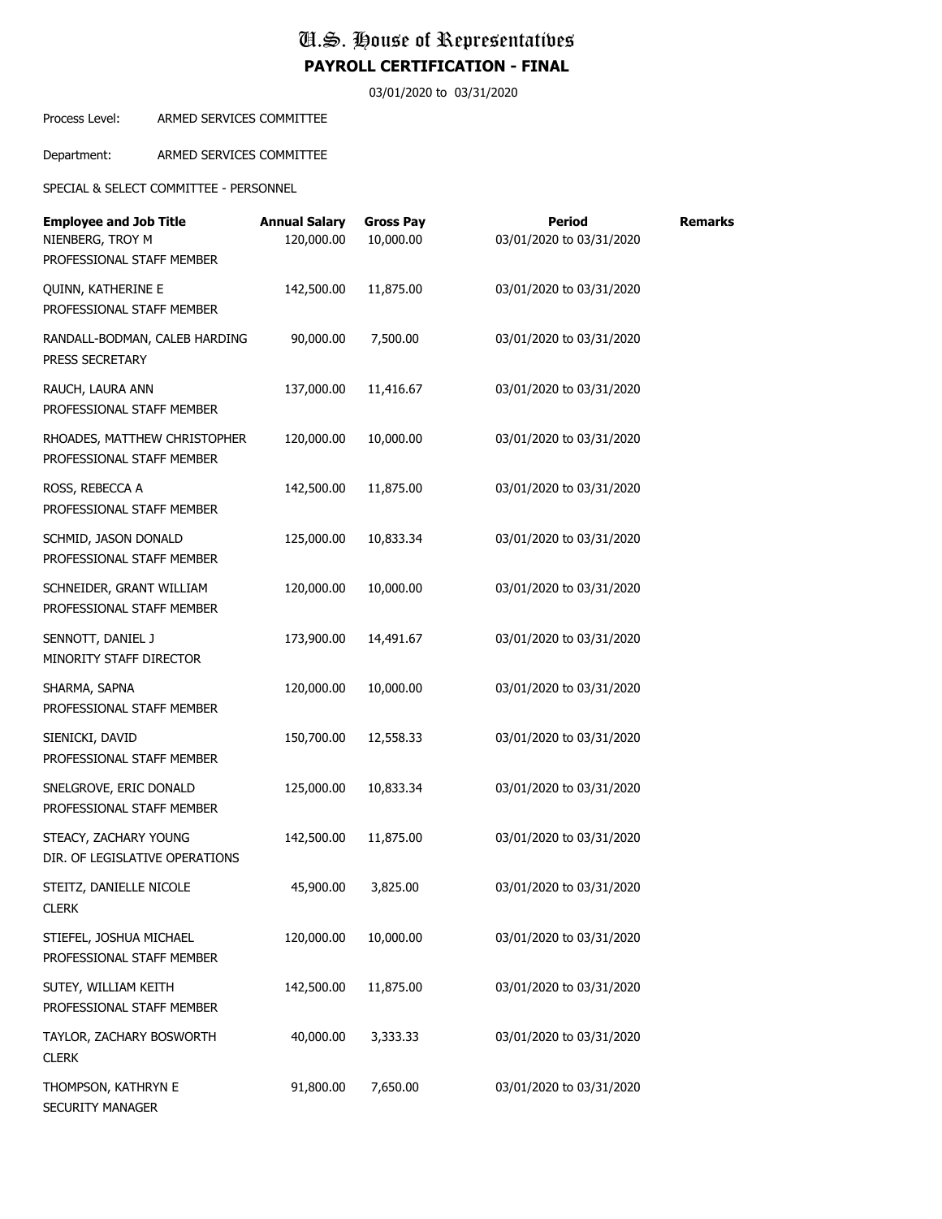# U.S. House of Representatives
## PAYROLL CERTIFICATION - FINAL

03/01/2020 to 03/31/2020

Process Level: ARMED SERVICES COMMITTEE

Department: ARMED SERVICES COMMITTEE

SPECIAL & SELECT COMMITTEE - PERSONNEL

| Employee and Job Title | Annual Salary | Gross Pay | Period | Remarks |
|---|---|---|---|---|
| NIENBERG, TROY M<br>PROFESSIONAL STAFF MEMBER | 120,000.00 | 10,000.00 | 03/01/2020 to 03/31/2020 | |
| QUINN, KATHERINE E<br>PROFESSIONAL STAFF MEMBER | 142,500.00 | 11,875.00 | 03/01/2020 to 03/31/2020 | |
| RANDALL-BODMAN, CALEB HARDING<br>PRESS SECRETARY | 90,000.00 | 7,500.00 | 03/01/2020 to 03/31/2020 | |
| RAUCH, LAURA ANN<br>PROFESSIONAL STAFF MEMBER | 137,000.00 | 11,416.67 | 03/01/2020 to 03/31/2020 | |
| RHOADES, MATTHEW CHRISTOPHER<br>PROFESSIONAL STAFF MEMBER | 120,000.00 | 10,000.00 | 03/01/2020 to 03/31/2020 | |
| ROSS, REBECCA A<br>PROFESSIONAL STAFF MEMBER | 142,500.00 | 11,875.00 | 03/01/2020 to 03/31/2020 | |
| SCHMID, JASON DONALD<br>PROFESSIONAL STAFF MEMBER | 125,000.00 | 10,833.34 | 03/01/2020 to 03/31/2020 | |
| SCHNEIDER, GRANT WILLIAM<br>PROFESSIONAL STAFF MEMBER | 120,000.00 | 10,000.00 | 03/01/2020 to 03/31/2020 | |
| SENNOTT, DANIEL J<br>MINORITY STAFF DIRECTOR | 173,900.00 | 14,491.67 | 03/01/2020 to 03/31/2020 | |
| SHARMA, SAPNA<br>PROFESSIONAL STAFF MEMBER | 120,000.00 | 10,000.00 | 03/01/2020 to 03/31/2020 | |
| SIENICKI, DAVID<br>PROFESSIONAL STAFF MEMBER | 150,700.00 | 12,558.33 | 03/01/2020 to 03/31/2020 | |
| SNELGROVE, ERIC DONALD<br>PROFESSIONAL STAFF MEMBER | 125,000.00 | 10,833.34 | 03/01/2020 to 03/31/2020 | |
| STEACY, ZACHARY YOUNG<br>DIR. OF LEGISLATIVE OPERATIONS | 142,500.00 | 11,875.00 | 03/01/2020 to 03/31/2020 | |
| STEITZ, DANIELLE NICOLE<br>CLERK | 45,900.00 | 3,825.00 | 03/01/2020 to 03/31/2020 | |
| STIEFEL, JOSHUA MICHAEL<br>PROFESSIONAL STAFF MEMBER | 120,000.00 | 10,000.00 | 03/01/2020 to 03/31/2020 | |
| SUTEY, WILLIAM KEITH<br>PROFESSIONAL STAFF MEMBER | 142,500.00 | 11,875.00 | 03/01/2020 to 03/31/2020 | |
| TAYLOR, ZACHARY BOSWORTH<br>CLERK | 40,000.00 | 3,333.33 | 03/01/2020 to 03/31/2020 | |
| THOMPSON, KATHRYN E<br>SECURITY MANAGER | 91,800.00 | 7,650.00 | 03/01/2020 to 03/31/2020 | |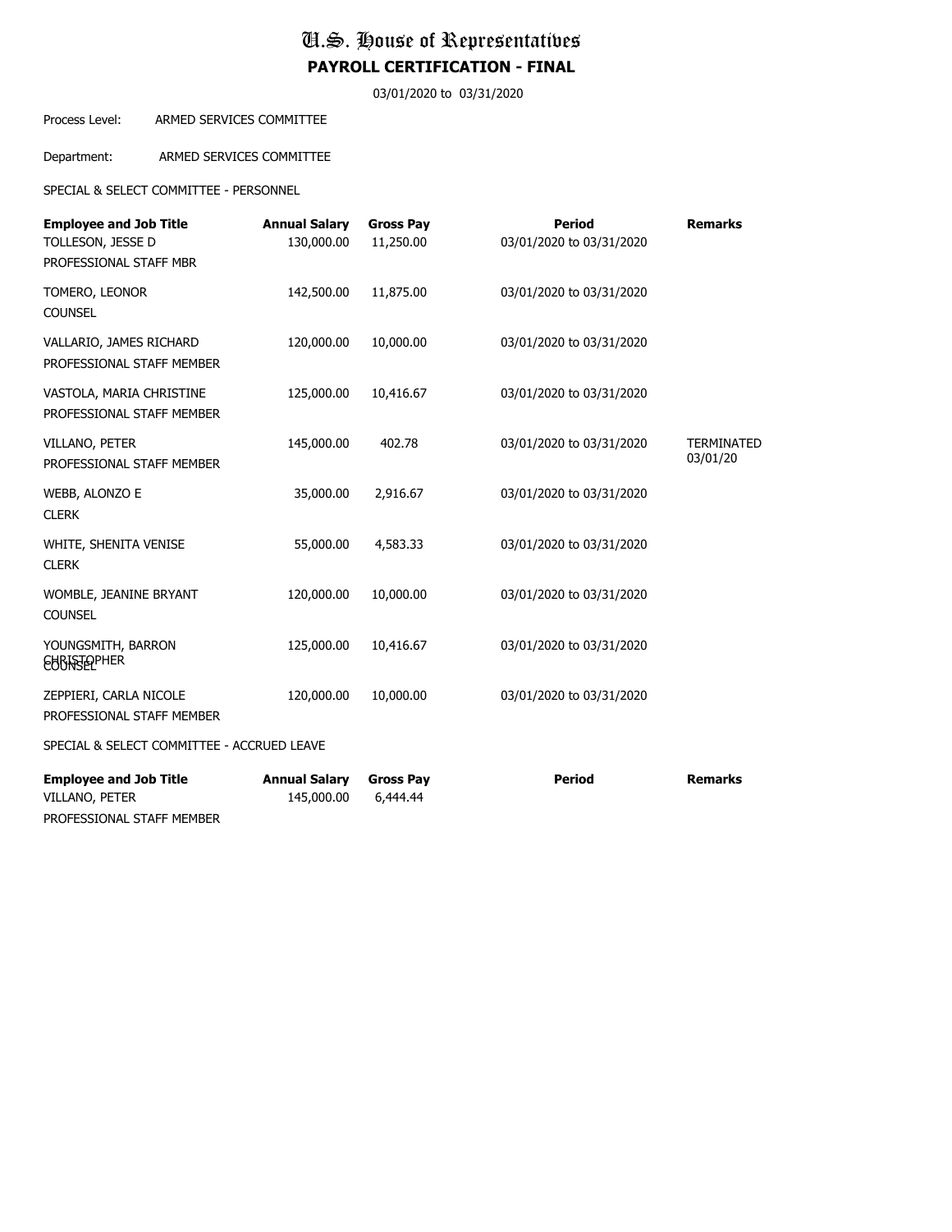# U.S. House of Representatives

## PAYROLL CERTIFICATION - FINAL

03/01/2020 to 03/31/2020

Process Level: ARMED SERVICES COMMITTEE

Department: ARMED SERVICES COMMITTEE

SPECIAL & SELECT COMMITTEE - PERSONNEL

| Employee and Job Title | Annual Salary | Gross Pay | Period | Remarks |
|---|---|---|---|---|
| TOLLESON, JESSE D<br>PROFESSIONAL STAFF MBR | 130,000.00 | 11,250.00 | 03/01/2020 to 03/31/2020 | |
| TOMERO, LEONOR<br>COUNSEL | 142,500.00 | 11,875.00 | 03/01/2020 to 03/31/2020 | |
| VALLARIO, JAMES RICHARD<br>PROFESSIONAL STAFF MEMBER | 120,000.00 | 10,000.00 | 03/01/2020 to 03/31/2020 | |
| VASTOLA, MARIA CHRISTINE<br>PROFESSIONAL STAFF MEMBER | 125,000.00 | 10,416.67 | 03/01/2020 to 03/31/2020 | |
| VILLANO, PETER<br>PROFESSIONAL STAFF MEMBER | 145,000.00 | 402.78 | 03/01/2020 to 03/31/2020 | TERMINATED 03/01/20 |
| WEBB, ALONZO E<br>CLERK | 35,000.00 | 2,916.67 | 03/01/2020 to 03/31/2020 | |
| WHITE, SHENITA VENISE<br>CLERK | 55,000.00 | 4,583.33 | 03/01/2020 to 03/31/2020 | |
| WOMBLE, JEANINE BRYANT<br>COUNSEL | 120,000.00 | 10,000.00 | 03/01/2020 to 03/31/2020 | |
| YOUNGSMITH, BARRON CHRISTOPHER<br>COUNSEL | 125,000.00 | 10,416.67 | 03/01/2020 to 03/31/2020 | |
| ZEPPIERI, CARLA NICOLE<br>PROFESSIONAL STAFF MEMBER | 120,000.00 | 10,000.00 | 03/01/2020 to 03/31/2020 | |

SPECIAL & SELECT COMMITTEE - ACCRUED LEAVE

| Employee and Job Title | Annual Salary | Gross Pay | Period | Remarks |
|---|---|---|---|---|
| VILLANO, PETER<br>PROFESSIONAL STAFF MEMBER | 145,000.00 | 6,444.44 | | |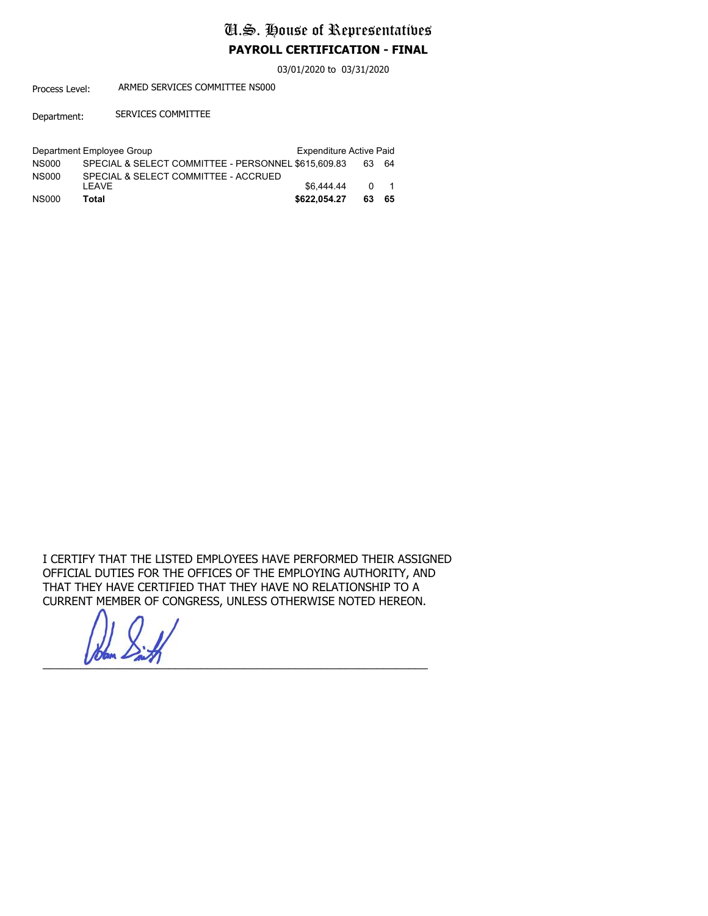# U.S. House of Representatives

## PAYROLL CERTIFICATION - FINAL

03/01/2020 to 03/31/2020

Process Level: ARMED SERVICES COMMITTEE NS000

Department: SERVICES COMMITTEE

| Department | Employee Group | Expenditure | Active | Paid |
|---|---|---|---|---|
| NS000 | SPECIAL & SELECT COMMITTEE - PERSONNEL | $615,609.83 | 63 | 64 |
| NS000 | SPECIAL & SELECT COMMITTEE - ACCRUED LEAVE | $6,444.44 | 0 | 1 |
| NS000 | **Total** | **$622,054.27** | **63** | **65** |

I CERTIFY THAT THE LISTED EMPLOYEES HAVE PERFORMED THEIR ASSIGNED OFFICIAL DUTIES FOR THE OFFICES OF THE EMPLOYING AUTHORITY, AND THAT THEY HAVE CERTIFIED THAT THEY HAVE NO RELATIONSHIP TO A CURRENT MEMBER OF CONGRESS, UNLESS OTHERWISE NOTED HEREON.

\_\_\_\_\_\_\_\_\_\_\_\_\_\_\_\_\_\_\_\_\_\_\_\_\_\_\_\_\_\_\_\_\_\_\_\_\_\_\_\_\_\_\_\_\_\_\_\_\_\_\_\_\_\_\_\_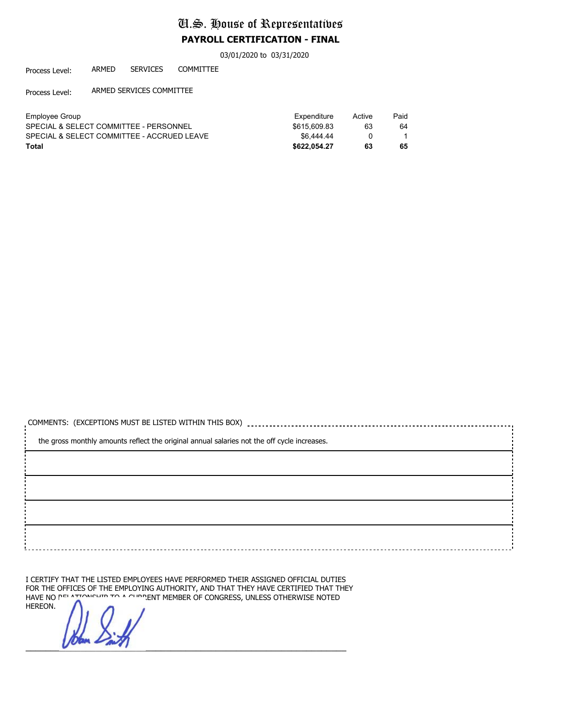# U.S. House of Representatives

## PAYROLL CERTIFICATION - FINAL

03/01/2020 to 03/31/2020

Process Level: ARMED SERVICES COMMITTEE

Process Level: ARMED SERVICES COMMITTEE

| Employee Group | Expenditure | Active | Paid |
|---|---|---|---|
| SPECIAL & SELECT COMMITTEE - PERSONNEL | $615,609.83 | 63 | 64 |
| SPECIAL & SELECT COMMITTEE - ACCRUED LEAVE | $6,444.44 | 0 | 1 |
| **Total** | **$622,054.27** | **63** | **65** |

COMMENTS: (EXCEPTIONS MUST BE LISTED WITHIN THIS BOX)

the gross monthly amounts reflect the original annual salaries not the off cycle increases.

I CERTIFY THAT THE LISTED EMPLOYEES HAVE PERFORMED THEIR ASSIGNED OFFICIAL DUTIES FOR THE OFFICES OF THE EMPLOYING AUTHORITY, AND THAT THEY HAVE CERTIFIED THAT THEY HAVE NO RELATIONSHIP TO A CURRENT MEMBER OF CONGRESS, UNLESS OTHERWISE NOTED HEREON.

Adam Smith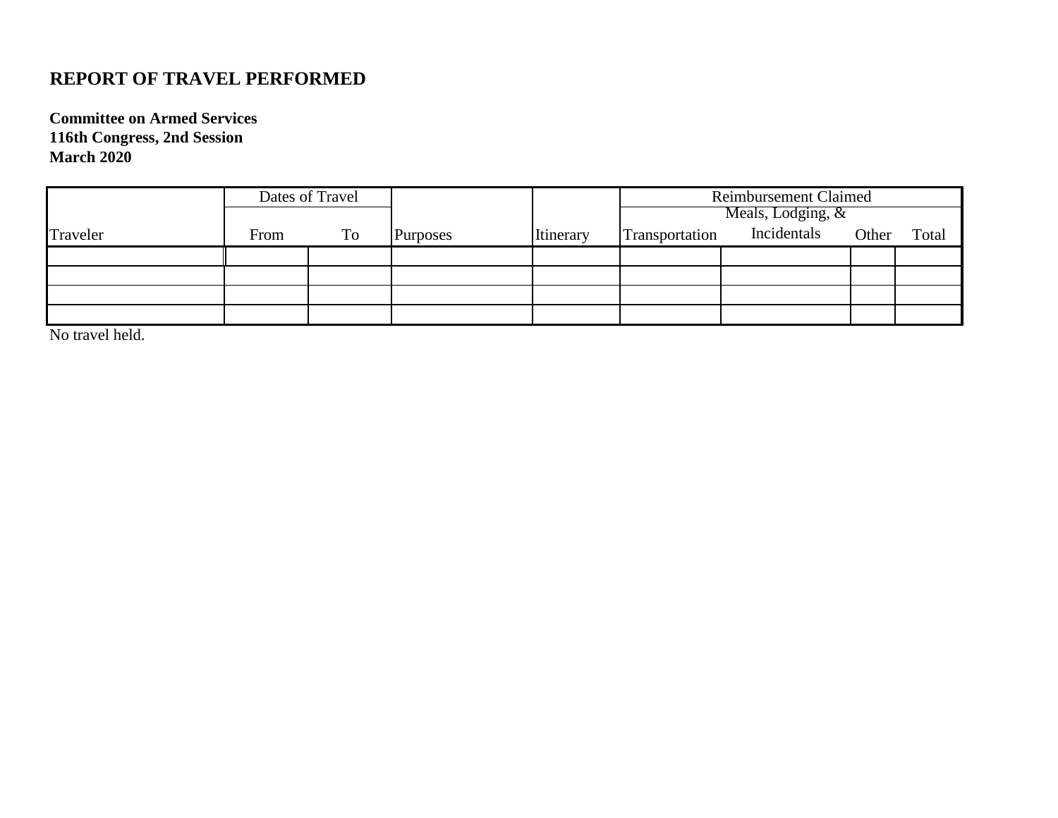## REPORT OF TRAVEL PERFORMED

**Committee on Armed Services**
**116th Congress, 2nd Session**
**March 2020**

| Traveler | Dates of Travel | | Purposes | Itinerary | Reimbursement Claimed | | | |
|---|---|---|---|---|---|---|---|---|
| | From | To | | | Transportation | Meals, Lodging, & Incidentals | Other | Total |
| | | | | | | | | |
| | | | | | | | | |
| | | | | | | | | |
| | | | | | | | | |

No travel held.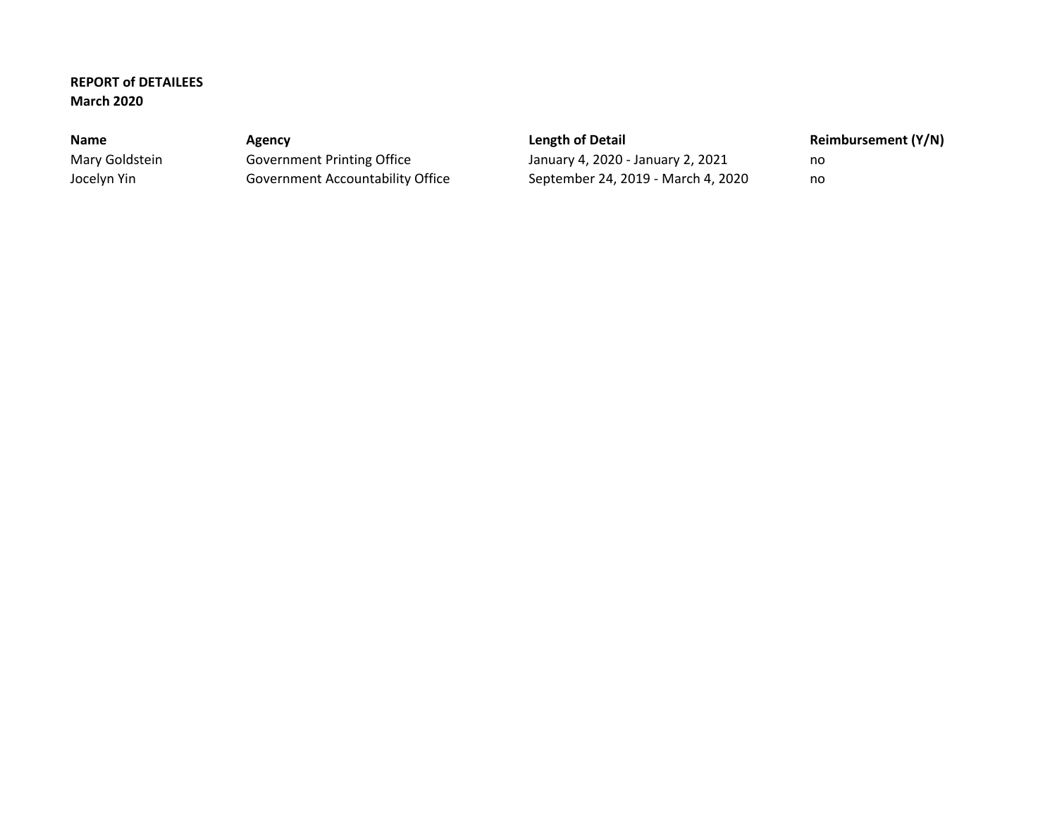**REPORT of DETAILEES**
**March 2020**

| Name | Agency | Length of Detail | Reimbursement (Y/N) |
|---|---|---|---|
| Mary Goldstein | Government Printing Office | January 4, 2020 - January 2, 2021 | no |
| Jocelyn Yin | Government Accountability Office | September 24, 2019 - March 4, 2020 | no |